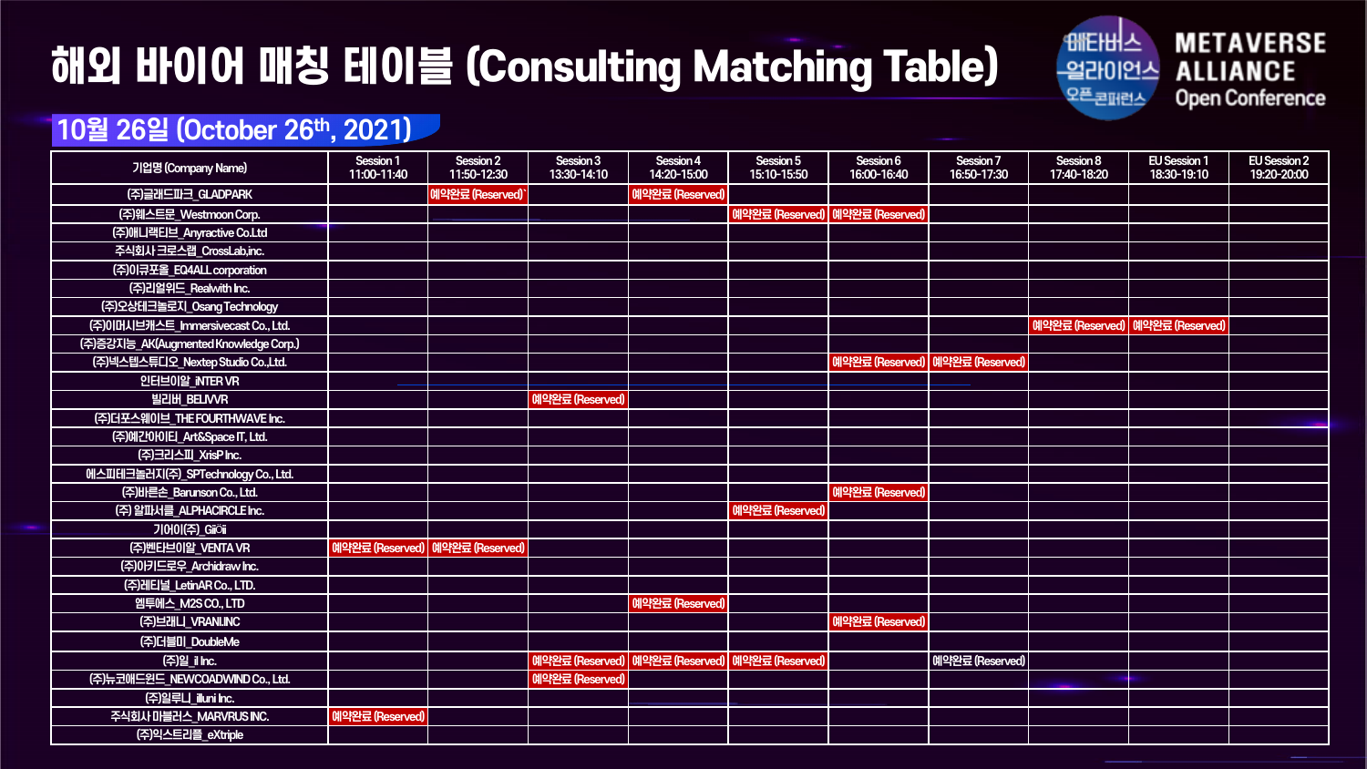# 해외 바이어 매칭 테이블 (Consulting Matching Table)

메타버스 얼라이언스 오픈 콘퍼런스 / METAVERSE ALLIANCE Open Conference

## 10월 26일 (October 26th, 2021)

| 기업명 (Company Name) | Session 1 11:00-11:40 | Session 2 11:50-12:30 | Session 3 13:30-14:10 | Session 4 14:20-15:00 | Session 5 15:10-15:50 | Session 6 16:00-16:40 | Session 7 16:50-17:30 | Session 8 17:40-18:20 | EU Session 1 18:30-19:10 | EU Session 2 19:20-20:00 |
|---|---|---|---|---|---|---|---|---|---|---|
| (주)글래드파크_GLADPARK | | 예약완료 (Reserved) | | 예약완료 (Reserved) | | | | | | |
| (주)웨스트문_Westmoon Corp. | | | | | 예약완료 (Reserved) | 예약완료 (Reserved) | | | | |
| (주)애니랙티브_Anyractive Co.Ltd | | | | | | | | | | |
| 주식회사 크로스랩_CrossLab,inc. | | | | | | | | | | |
| (주)이큐포올_EQ4ALL corporation | | | | | | | | | | |
| (주)리얼위드_Realwith Inc. | | | | | | | | | | |
| (주)오상테크놀로지_Osang Technology | | | | | | | | | | |
| (주)이머시브캐스트_Immersivecast Co., Ltd. | | | | | | | | 예약완료 (Reserved) | 예약완료 (Reserved) | |
| (주)증강지능_AK(Augmented Knowledge Corp.) | | | | | | | | | | |
| (주)넥스텝스튜디오_Nextep Studio Co.,Ltd. | | | | | | 예약완료 (Reserved) | 예약완료 (Reserved) | | | |
| 인터브이알_INTER VR | | | | | | | | | | |
| 빌리버_BELIVVR | | | 예약완료 (Reserved) | | | | | | | |
| (주)더포스웨이브_THE FOURTHWAVE Inc. | | | | | | | | | | |
| (주)예간아이티_Art&Space IT, Ltd. | | | | | | | | | | |
| (주)크리스피_XrisP Inc. | | | | | | | | | | |
| 에스피테크놀러지(주)_SPTechnology Co., Ltd. | | | | | | | | | | |
| (주)바른손_Barunson Co., Ltd. | | | | | | 예약완료 (Reserved) | | | | |
| (주) 알파서클_ALPHACIRCLE Inc. | | | | | 예약완료 (Reserved) | | | | | |
| 기어이(주)_GiiÖii | | | | | | | | | | |
| (주)벤타브이알_VENTA VR | 예약완료 (Reserved) | 예약완료 (Reserved) | | | | | | | | |
| (주)아키드로우_Archidraw Inc. | | | | | | | | | | |
| (주)레티널_LetinAR Co., LTD. | | | | | | | | | | |
| 엠투에스_M2S CO., LTD | | | | 예약완료 (Reserved) | | | | | | |
| (주)브래니_VRANI.INC | | | | | | 예약완료 (Reserved) | | | | |
| (주)더블미_DoubleMe | | | | | | | | | | |
| (주)일_il Inc. | | | 예약완료 (Reserved) | 예약완료 (Reserved) | 예약완료 (Reserved) | | 예약완료 (Reserved) | | | |
| (주)뉴코애드윈드_NEWCOADWIND Co., Ltd. | | | 예약완료 (Reserved) | | | | | | | |
| (주)일루니_illuni Inc. | | | | | | | | | | |
| 주식회사 마블러스_MARVRUS INC. | 예약완료 (Reserved) | | | | | | | | | |
| (주)익스트리플_eXtriple | | | | | | | | | | |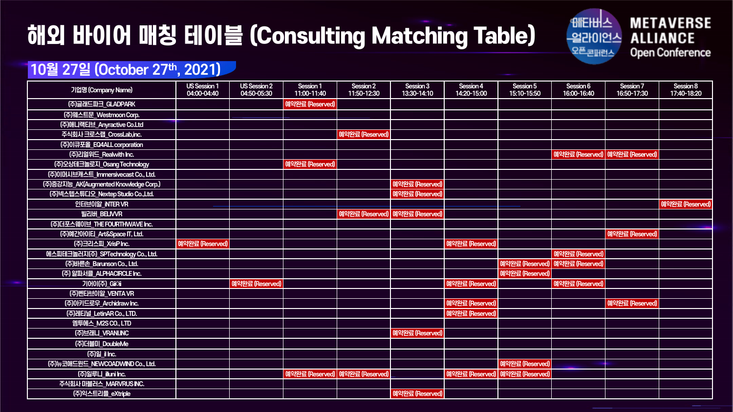# 해외 바이어 매칭 테이블 (Consulting Matching Table)

## 10월 27일 (October 27th, 2021)

| 기업명 (Company Name) | US Session 1 04:00-04:40 | US Session 2 04:50-05:30 | Session 1 11:00-11:40 | Session 2 11:50-12:30 | Session 3 13:30-14:10 | Session 4 14:20-15:00 | Session 5 15:10-15:50 | Session 6 16:00-16:40 | Session 7 16:50-17:30 | Session 8 17:40-18:20 |
|---|---|---|---|---|---|---|---|---|---|---|
| (주)글래드파크_GLADPARK | | | 예약완료 (Reserved) | | | | | | | |
| (주)웨스트문_Westmoon Corp. | | | | | | | | | | |
| (주)애니랙티브_Anyractive Co.Ltd | | | | | | | | | | |
| 주식회사 크로스랩_CrossLab,inc. | | | | 예약완료 (Reserved) | | | | | | |
| (주)이큐포올_EQ4ALL corporation | | | | | | | | | | |
| (주)리얼위드_Realwith Inc. | | | | | | | | 예약완료 (Reserved) | 예약완료 (Reserved) | |
| (주)오상테크놀로지_Osang Technology | | | 예약완료 (Reserved) | | | | | | | |
| (주)이머시브캐스트_Immersivecast Co., Ltd. | | | | | | | | | | |
| (주)증강지능_AK(Augmented Knowledge Corp.) | | | | | 예약완료 (Reserved) | | | | | |
| (주)넥스텝스튜디오_Nextep Studio Co.,Ltd. | | | | | 예약완료 (Reserved) | | | | | |
| 인터브이알_INTER VR | | | | | | | | | | 예약완료 (Reserved) |
| 빌리버_BELIVVR | | | | 예약완료 (Reserved) | 예약완료 (Reserved) | | | | | |
| (주)더포스웨이브_THE FOURTHWAVE Inc. | | | | | | | | | | |
| (주)예간아이티_Art&Space IT, Ltd. | | | | | | | | | 예약완료 (Reserved) | |
| (주)크리스피_XrisP Inc. | 예약완료 (Reserved) | | | | | 예약완료 (Reserved) | | | | |
| 에스피테크놀러지(주)_SPTechnology Co., Ltd. | | | | | | | | 예약완료 (Reserved) | | |
| (주)바른손_Barunson Co., Ltd. | | | | | | | 예약완료 (Reserved) | 예약완료 (Reserved) | | |
| (주) 알파서클_ALPHACIRCLE Inc. | | | | | | | 예약완료 (Reserved) | | | |
| 기어이(주)_GiiOii | | 예약완료 (Reserved) | | | | 예약완료 (Reserved) | | 예약완료 (Reserved) | | |
| (주)벤타브이알_VENTA VR | | | | | | | | | | |
| (주)아키드로우_Archidraw Inc. | | | | | | 예약완료 (Reserved) | | | 예약완료 (Reserved) | |
| (주)레티널_LetinAR Co., LTD. | | | | | | 예약완료 (Reserved) | | | | |
| 엠투에스_M2S CO., LTD | | | | | | | | | | |
| (주)브래니_VRANI,INC | | | | | 예약완료 (Reserved) | | | | | |
| (주)더블미_DoubleMe | | | | | | | | | | |
| (주)일_il Inc. | | | | | | | | | | |
| (주)뉴코애드윈드_NEWCOADWIND Co., Ltd. | | | | | | | 예약완료 (Reserved) | | | |
| (주)일루니_illuni Inc. | | | 예약완료 (Reserved) | 예약완료 (Reserved) | | 예약완료 (Reserved) | 예약완료 (Reserved) | | | |
| 주식회사 마블러스_MARVRUS INC. | | | | | | | | | | |
| (주)익스트리플_eXtriple | | | | | 예약완료 (Reserved) | | | | | |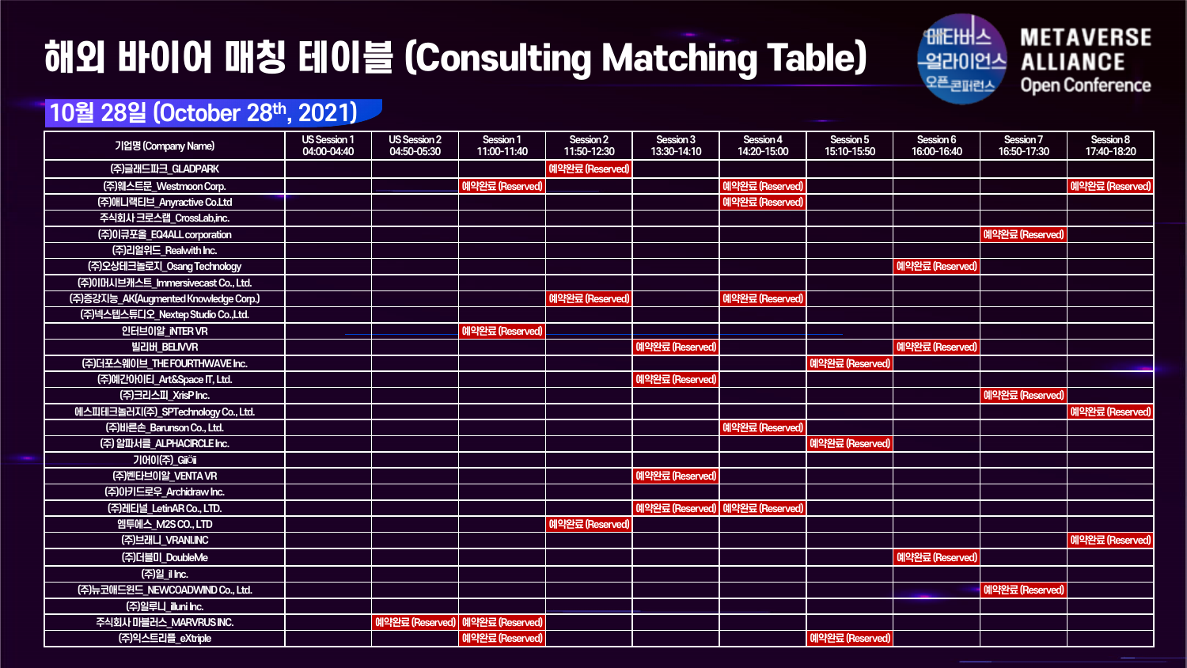# 해외 바이어 매칭 테이블 (Consulting Matching Table)

METAVERSE ALLIANCE Open Conference

## 10월 28일 (October 28th, 2021)

| 기업명 (Company Name) | US Session 1 04:00-04:40 | US Session 2 04:50-05:30 | Session 1 11:00-11:40 | Session 2 11:50-12:30 | Session 3 13:30-14:10 | Session 4 14:20-15:00 | Session 5 15:10-15:50 | Session 6 16:00-16:40 | Session 7 16:50-17:30 | Session 8 17:40-18:20 |
|---|---|---|---|---|---|---|---|---|---|---|
| (주)글래드파크_GLADPARK | | | | 예약완료 (Reserved) | | | | | | |
| (주)웨스트문_Westmoon Corp. | | | 예약완료 (Reserved) | | | 예약완료 (Reserved) | | | | 예약완료 (Reserved) |
| (주)애니랙티브_Anyractive Co.Ltd | | | | | | 예약완료 (Reserved) | | | | |
| 주식회사 크로스랩_CrossLab,inc. | | | | | | | | | | |
| (주)이큐포올_EQ4ALL corporation | | | | | | | | | 예약완료 (Reserved) | |
| (주)리얼위드_Realwith Inc. | | | | | | | | | | |
| (주)오상테크놀로지_Osang Technology | | | | | | | | 예약완료 (Reserved) | | |
| (주)이머시브캐스트_Immersivecast Co., Ltd. | | | | | | | | | | |
| (주)증강지능_AK(Augmented Knowledge Corp.) | | | | 예약완료 (Reserved) | | 예약완료 (Reserved) | | | | |
| (주)넥스텝스튜디오_Nextep Studio Co.,Ltd. | | | | | | | | | | |
| 인터브이알_iNTER VR | | | 예약완료 (Reserved) | | | | | | | |
| 빌리버_BELIVVR | | | | | 예약완료 (Reserved) | | | 예약완료 (Reserved) | | |
| (주)더포스웨이브_THE FOURTHWAVE Inc. | | | | | | | 예약완료 (Reserved) | | | |
| (주)예간아이티_Art&Space IT, Ltd. | | | | | 예약완료 (Reserved) | | | | | |
| (주)크리스피_XrisP Inc. | | | | | | | | | 예약완료 (Reserved) | |
| 에스피테크놀러지(주)_SPTechnology Co., Ltd. | | | | | | | | | | 예약완료 (Reserved) |
| (주)바른손_Barunson Co., Ltd. | | | | | | 예약완료 (Reserved) | | | | |
| (주) 알파서클_ALPHACIRCLE Inc. | | | | | | | 예약완료 (Reserved) | | | |
| 기어이(주)_GiiÖii | | | | | | | | | | |
| (주)벤타브이알_VENTA VR | | | | | 예약완료 (Reserved) | | | | | |
| (주)아키드로우_Archidraw Inc. | | | | | | | | | | |
| (주)레티널_LetinAR Co., LTD. | | | | | 예약완료 (Reserved) | 예약완료 (Reserved) | | | | |
| 엠투에스_M2S CO., LTD | | | | 예약완료 (Reserved) | | | | | | |
| (주)브래니_VRANI.INC | | | | | | | | | | 예약완료 (Reserved) |
| (주)더블미_DoubleMe | | | | | | | | 예약완료 (Reserved) | | |
| (주)일_il Inc. | | | | | | | | | | |
| (주)뉴코애드윈드_NEWCOADWIND Co., Ltd. | | | | | | | | | 예약완료 (Reserved) | |
| (주)일루니_illuni Inc. | | | | | | | | | | |
| 주식회사 마블러스_MARVRUS INC. | | 예약완료 (Reserved) | 예약완료 (Reserved) | | | | | | | |
| (주)익스트리플_eXtriple | | | 예약완료 (Reserved) | | | | 예약완료 (Reserved) | | | |